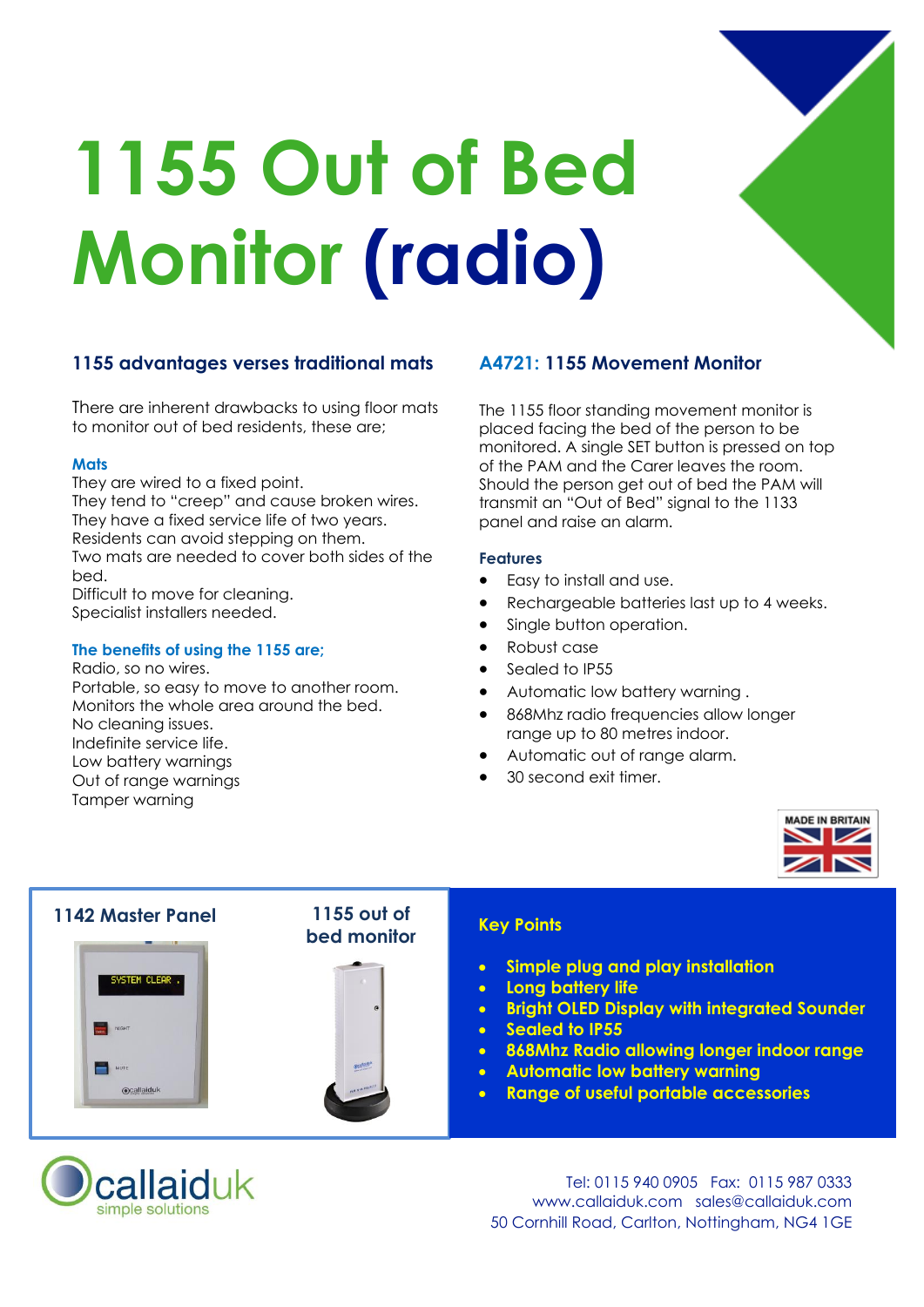# 1155 Out of Bed Monitor (radio)

### 1155 advantages verses traditional mats

There are inherent drawbacks to using floor mats to monitor out of bed residents, these are;

**Mats**

They are wired to a fixed point.
They tend to "creep" and cause broken wires.
They have a fixed service life of two years.
Residents can avoid stepping on them.
Two mats are needed to cover both sides of the bed.
Difficult to move for cleaning.
Specialist installers needed.

**The benefits of using the 1155 are;**

Radio, so no wires.
Portable, so easy to move to another room.
Monitors the whole area around the bed.
No cleaning issues.
Indefinite service life.
Low battery warnings
Out of range warnings
Tamper warning

### A4721: 1155 Movement Monitor

The 1155 floor standing movement monitor is placed facing the bed of the person to be monitored. A single SET button is pressed on top of the PAM and the Carer leaves the room. Should the person get out of bed the PAM will transmit an "Out of Bed" signal to the 1133 panel and raise an alarm.

**Features**

- Easy to install and use.
- Rechargeable batteries last up to 4 weeks.
- Single button operation.
- Robust case
- Sealed to IP55
- Automatic low battery warning .
- 868Mhz radio frequencies allow longer range up to 80 metres indoor.
- Automatic out of range alarm.
- 30 second exit timer.

MADE IN BRITAIN

**1142 Master Panel**

**1155 out of bed monitor**

### Key Points

- **Simple plug and play installation**
- **Long battery life**
- **Bright OLED Display with integrated Sounder**
- **Sealed to IP55**
- **868Mhz Radio allowing longer indoor range**
- **Automatic low battery warning**
- **Range of useful portable accessories**

callaiduk
simple solutions

Tel: 0115 940 0905 Fax: 0115 987 0333
www.callaiduk.com sales@callaiduk.com
50 Cornhill Road, Carlton, Nottingham, NG4 1GE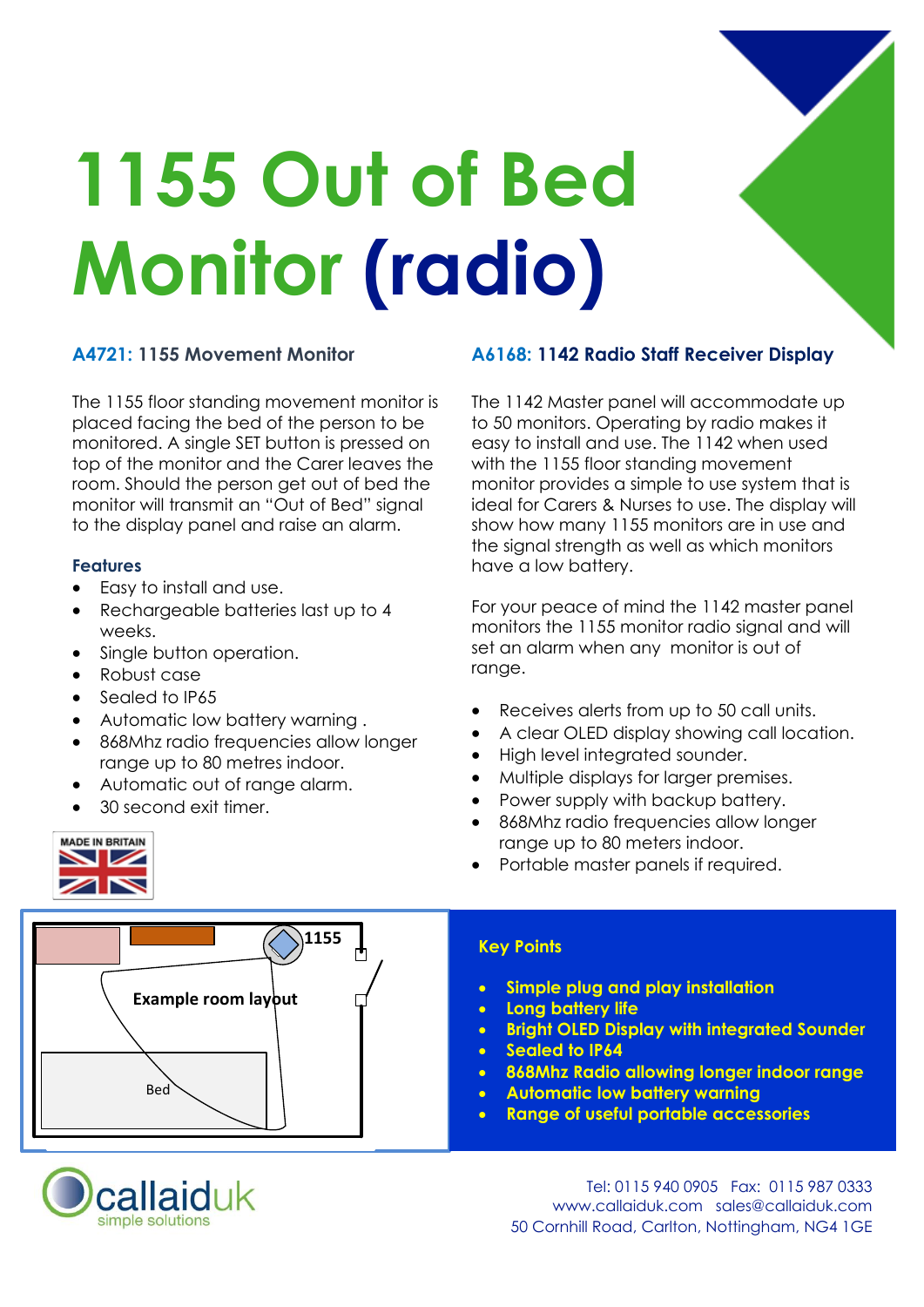# 1155 Out of Bed Monitor (radio)

### A4721: 1155 Movement Monitor

The 1155 floor standing movement monitor is placed facing the bed of the person to be monitored. A single SET button is pressed on top of the monitor and the Carer leaves the room. Should the person get out of bed the monitor will transmit an "Out of Bed" signal to the display panel and raise an alarm.

#### Features

- Easy to install and use.
- Rechargeable batteries last up to 4 weeks.
- Single button operation.
- Robust case
- Sealed to IP65
- Automatic low battery warning .
- 868Mhz radio frequencies allow longer range up to 80 metres indoor.
- Automatic out of range alarm.
- 30 second exit timer.

MADE IN BRITAIN

### A6168: 1142 Radio Staff Receiver Display

The 1142 Master panel will accommodate up to 50 monitors. Operating by radio makes it easy to install and use. The 1142 when used with the 1155 floor standing movement monitor provides a simple to use system that is ideal for Carers & Nurses to use. The display will show how many 1155 monitors are in use and the signal strength as well as which monitors have a low battery.

For your peace of mind the 1142 master panel monitors the 1155 monitor radio signal and will set an alarm when any monitor is out of range.

- Receives alerts from up to 50 call units.
- A clear OLED display showing call location.
- High level integrated sounder.
- Multiple displays for larger premises.
- Power supply with backup battery.
- 868Mhz radio frequencies allow longer range up to 80 meters indoor.
- Portable master panels if required.

1155

Example room layout

Bed

#### Key Points

- **Simple plug and play installation**
- **Long battery life**
- **Bright OLED Display with integrated Sounder**
- **Sealed to IP64**
- **868Mhz Radio allowing longer indoor range**
- **Automatic low battery warning**
- **Range of useful portable accessories**

callaiduk simple solutions

Tel: 0115 940 0905 Fax: 0115 987 0333
www.callaiduk.com sales@callaiduk.com
50 Cornhill Road, Carlton, Nottingham, NG4 1GE